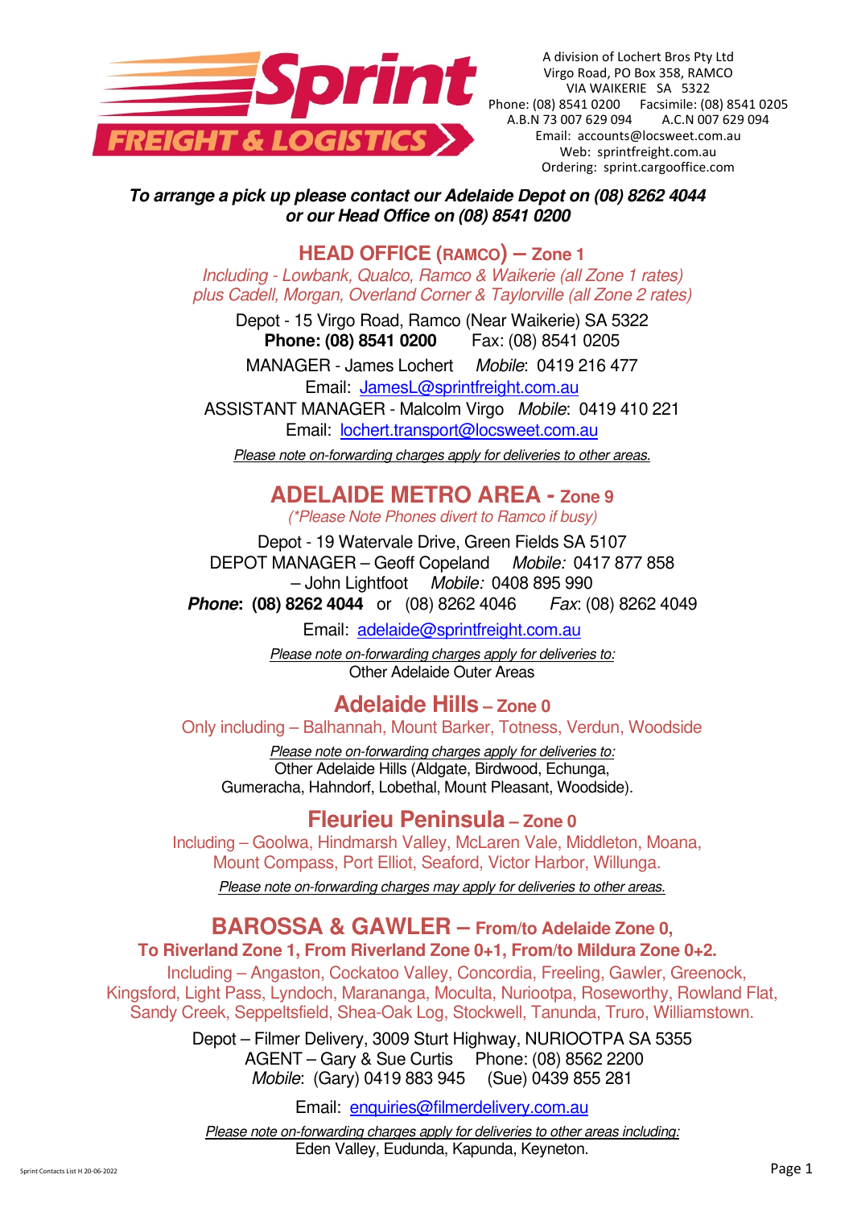A division of Lochert Bros Pty Ltd
Virgo Road, PO Box 358, RAMCO
VIA WAIKERIE SA 5322
Phone: (08) 8541 0200 Facsimile: (08) 8541 0205
A.B.N 73 007 629 094 A.C.N 007 629 094
Email: accounts@locsweet.com.au
Web: sprintfreight.com.au
Ordering: sprint.cargooffice.com

***To arrange a pick up please contact our Adelaide Depot on (08) 8262 4044 or our Head Office on (08) 8541 0200***

## HEAD OFFICE (RAMCO) – Zone 1

*Including - Lowbank, Qualco, Ramco & Waikerie (all Zone 1 rates) plus Cadell, Morgan, Overland Corner & Taylorville (all Zone 2 rates)*

Depot - 15 Virgo Road, Ramco (Near Waikerie) SA 5322
**Phone: (08) 8541 0200** Fax: (08) 8541 0205

MANAGER - James Lochert *Mobile*: 0419 216 477
Email: JamesL@sprintfreight.com.au
ASSISTANT MANAGER - Malcolm Virgo *Mobile*: 0419 410 221
Email: lochert.transport@locsweet.com.au

*Please note on-forwarding charges apply for deliveries to other areas.*

## ADELAIDE METRO AREA - Zone 9

*(\*Please Note Phones divert to Ramco if busy)*

Depot - 19 Watervale Drive, Green Fields SA 5107
DEPOT MANAGER – Geoff Copeland *Mobile:* 0417 877 858
– John Lightfoot *Mobile:* 0408 895 990
***Phone*: (08) 8262 4044** or (08) 8262 4046 *Fax*: (08) 8262 4049

Email: adelaide@sprintfreight.com.au

*Please note on-forwarding charges apply for deliveries to:*
Other Adelaide Outer Areas

## Adelaide Hills – Zone 0

Only including – Balhannah, Mount Barker, Totness, Verdun, Woodside

*Please note on-forwarding charges apply for deliveries to:*
Other Adelaide Hills (Aldgate, Birdwood, Echunga, Gumeracha, Hahndorf, Lobethal, Mount Pleasant, Woodside).

## Fleurieu Peninsula – Zone 0

Including – Goolwa, Hindmarsh Valley, McLaren Vale, Middleton, Moana, Mount Compass, Port Elliot, Seaford, Victor Harbor, Willunga.

*Please note on-forwarding charges may apply for deliveries to other areas.*

## BAROSSA & GAWLER – From/to Adelaide Zone 0, To Riverland Zone 1, From Riverland Zone 0+1, From/to Mildura Zone 0+2.

Including – Angaston, Cockatoo Valley, Concordia, Freeling, Gawler, Greenock, Kingsford, Light Pass, Lyndoch, Marananga, Moculta, Nuriootpa, Roseworthy, Rowland Flat, Sandy Creek, Seppeltsfield, Shea-Oak Log, Stockwell, Tanunda, Truro, Williamstown.

Depot – Filmer Delivery, 3009 Sturt Highway, NURIOOTPA SA 5355
AGENT – Gary & Sue Curtis Phone: (08) 8562 2200
*Mobile*: (Gary) 0419 883 945 (Sue) 0439 855 281

Email: enquiries@filmerdelivery.com.au

*Please note on-forwarding charges apply for deliveries to other areas including:*
Eden Valley, Eudunda, Kapunda, Keyneton.

Sprint Contacts List H 20-06-2022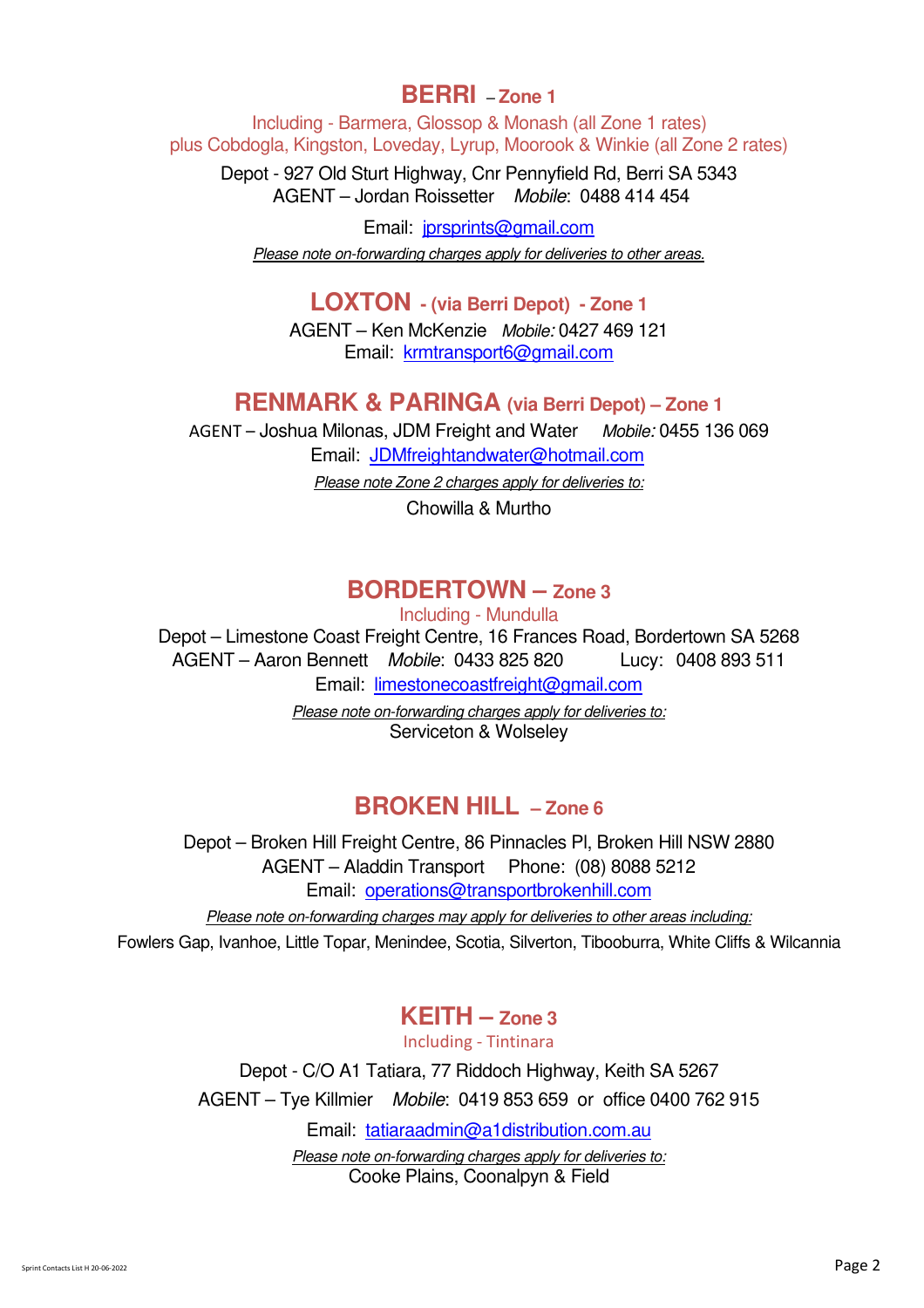## BERRI – Zone 1

Including - Barmera, Glossop & Monash (all Zone 1 rates)
plus Cobdogla, Kingston, Loveday, Lyrup, Moorook & Winkie (all Zone 2 rates)

Depot - 927 Old Sturt Highway, Cnr Pennyfield Rd, Berri SA 5343
AGENT – Jordan Roissetter *Mobile*: 0488 414 454

Email: jprsprints@gmail.com

*Please note on-forwarding charges apply for deliveries to other areas.*

## LOXTON - (via Berri Depot) - Zone 1

AGENT – Ken McKenzie *Mobile:* 0427 469 121
Email: krmtransport6@gmail.com

## RENMARK & PARINGA (via Berri Depot) – Zone 1

AGENT – Joshua Milonas, JDM Freight and Water *Mobile:* 0455 136 069
Email: JDMfreightandwater@hotmail.com

*Please note Zone 2 charges apply for deliveries to:*

Chowilla & Murtho

## BORDERTOWN – Zone 3

Including - Mundulla

Depot – Limestone Coast Freight Centre, 16 Frances Road, Bordertown SA 5268
AGENT – Aaron Bennett *Mobile*: 0433 825 820 Lucy: 0408 893 511
Email: limestonecoastfreight@gmail.com

*Please note on-forwarding charges apply for deliveries to:*
Serviceton & Wolseley

## BROKEN HILL – Zone 6

Depot – Broken Hill Freight Centre, 86 Pinnacles Pl, Broken Hill NSW 2880
AGENT – Aladdin Transport Phone: (08) 8088 5212
Email: operations@transportbrokenhill.com

*Please note on-forwarding charges may apply for deliveries to other areas including:*
Fowlers Gap, Ivanhoe, Little Topar, Menindee, Scotia, Silverton, Tibooburra, White Cliffs & Wilcannia

## KEITH – Zone 3

Including - Tintinara

Depot - C/O A1 Tatiara, 77 Riddoch Highway, Keith SA 5267
AGENT – Tye Killmier *Mobile*: 0419 853 659 or office 0400 762 915
Email: tatiaraadmin@a1distribution.com.au

*Please note on-forwarding charges apply for deliveries to:*
Cooke Plains, Coonalpyn & Field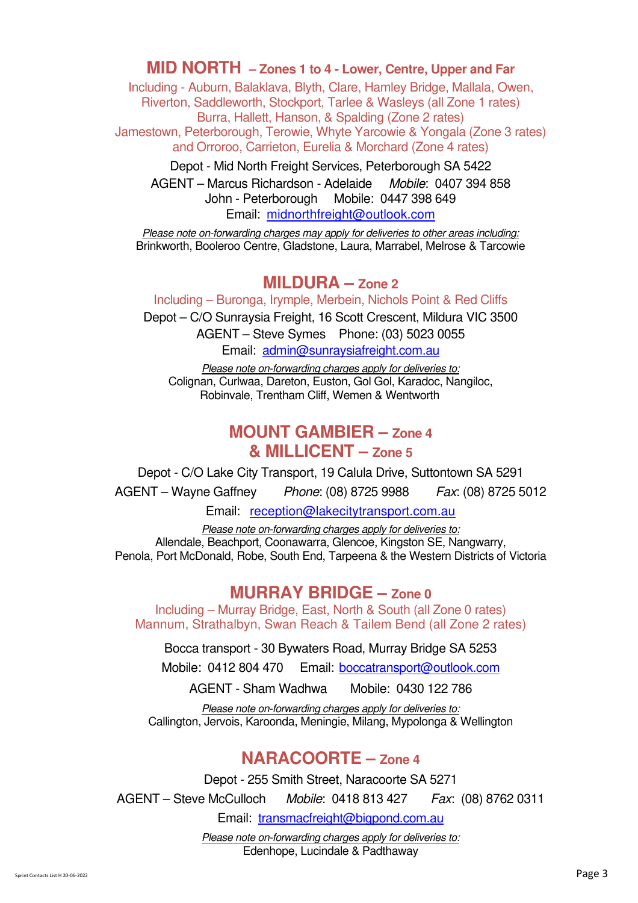## MID NORTH – Zones 1 to 4 - Lower, Centre, Upper and Far

Including - Auburn, Balaklava, Blyth, Clare, Hamley Bridge, Mallala, Owen, Riverton, Saddleworth, Stockport, Tarlee & Wasleys (all Zone 1 rates)
Burra, Hallett, Hanson, & Spalding (Zone 2 rates)
Jamestown, Peterborough, Terowie, Whyte Yarcowie & Yongala (Zone 3 rates)
and Orroroo, Carrieton, Eurelia & Morchard (Zone 4 rates)

Depot - Mid North Freight Services, Peterborough SA 5422
AGENT – Marcus Richardson - Adelaide *Mobile*: 0407 394 858
John - Peterborough Mobile: 0447 398 649
Email: midnorthfreight@outlook.com

*Please note on-forwarding charges may apply for deliveries to other areas including:*
Brinkworth, Booleroo Centre, Gladstone, Laura, Marrabel, Melrose & Tarcowie

## MILDURA – Zone 2

Including – Buronga, Irymple, Merbein, Nichols Point & Red Cliffs

Depot – C/O Sunraysia Freight, 16 Scott Crescent, Mildura VIC 3500
AGENT – Steve Symes Phone: (03) 5023 0055
Email: admin@sunraysiafreight.com.au

*Please note on-forwarding charges apply for deliveries to:*
Colignan, Curlwaa, Dareton, Euston, Gol Gol, Karadoc, Nangiloc, Robinvale, Trentham Cliff, Wemen & Wentworth

## MOUNT GAMBIER – Zone 4
## & MILLICENT – Zone 5

Depot - C/O Lake City Transport, 19 Calula Drive, Suttontown SA 5291
AGENT – Wayne Gaffney *Phone*: (08) 8725 9988 *Fax*: (08) 8725 5012
Email: reception@lakecitytransport.com.au

*Please note on-forwarding charges apply for deliveries to:*
Allendale, Beachport, Coonawarra, Glencoe, Kingston SE, Nangwarry, Penola, Port McDonald, Robe, South End, Tarpeena & the Western Districts of Victoria

## MURRAY BRIDGE – Zone 0

Including – Murray Bridge, East, North & South (all Zone 0 rates)
Mannum, Strathalbyn, Swan Reach & Tailem Bend (all Zone 2 rates)

Bocca transport - 30 Bywaters Road, Murray Bridge SA 5253
Mobile: 0412 804 470 Email: boccatransport@outlook.com
AGENT - Sham Wadhwa Mobile: 0430 122 786

*Please note on-forwarding charges apply for deliveries to:*
Callington, Jervois, Karoonda, Meningie, Milang, Mypolonga & Wellington

## NARACOORTE – Zone 4

Depot - 255 Smith Street, Naracoorte SA 5271
AGENT – Steve McCulloch *Mobile*: 0418 813 427 *Fax*: (08) 8762 0311
Email: transmacfreight@bigpond.com.au

*Please note on-forwarding charges apply for deliveries to:*
Edenhope, Lucindale & Padthaway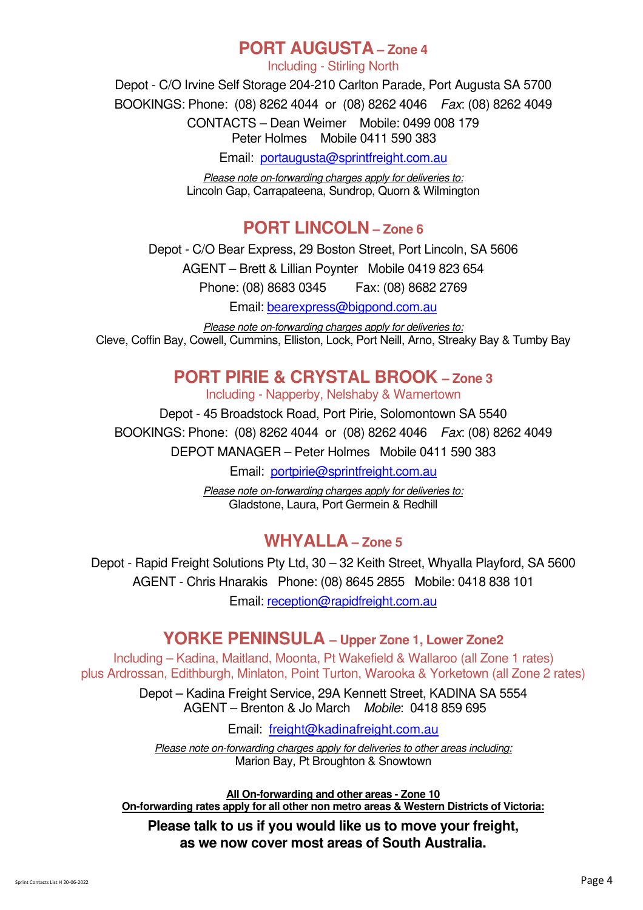## PORT AUGUSTA – Zone 4

Including - Stirling North

Depot - C/O Irvine Self Storage 204-210 Carlton Parade, Port Augusta SA 5700

BOOKINGS: Phone: (08) 8262 4044 or (08) 8262 4046 *Fax*: (08) 8262 4049

CONTACTS – Dean Weimer Mobile: 0499 008 179
Peter Holmes Mobile 0411 590 383

Email: portaugusta@sprintfreight.com.au

*Please note on-forwarding charges apply for deliveries to:*
Lincoln Gap, Carrapateena, Sundrop, Quorn & Wilmington

## PORT LINCOLN – Zone 6

Depot - C/O Bear Express, 29 Boston Street, Port Lincoln, SA 5606

AGENT – Brett & Lillian Poynter Mobile 0419 823 654

Phone: (08) 8683 0345 Fax: (08) 8682 2769

Email: bearexpress@bigpond.com.au

*Please note on-forwarding charges apply for deliveries to:*
Cleve, Coffin Bay, Cowell, Cummins, Elliston, Lock, Port Neill, Arno, Streaky Bay & Tumby Bay

## PORT PIRIE & CRYSTAL BROOK – Zone 3

Including - Napperby, Nelshaby & Warnertown

Depot - 45 Broadstock Road, Port Pirie, Solomontown SA 5540

BOOKINGS: Phone: (08) 8262 4044 or (08) 8262 4046 *Fax*: (08) 8262 4049

DEPOT MANAGER – Peter Holmes Mobile 0411 590 383

Email: portpirie@sprintfreight.com.au

*Please note on-forwarding charges apply for deliveries to:*
Gladstone, Laura, Port Germein & Redhill

## WHYALLA – Zone 5

Depot - Rapid Freight Solutions Pty Ltd, 30 – 32 Keith Street, Whyalla Playford, SA 5600

AGENT - Chris Hnarakis Phone: (08) 8645 2855 Mobile: 0418 838 101

Email: reception@rapidfreight.com.au

## YORKE PENINSULA – Upper Zone 1, Lower Zone2

Including – Kadina, Maitland, Moonta, Pt Wakefield & Wallaroo (all Zone 1 rates)
plus Ardrossan, Edithburgh, Minlaton, Point Turton, Warooka & Yorketown (all Zone 2 rates)

Depot – Kadina Freight Service, 29A Kennett Street, KADINA SA 5554
AGENT – Brenton & Jo March *Mobile*: 0418 859 695

Email: freight@kadinafreight.com.au

*Please note on-forwarding charges apply for deliveries to other areas including:*
Marion Bay, Pt Broughton & Snowtown

**All On-forwarding and other areas - Zone 10**
**On-forwarding rates apply for all other non metro areas & Western Districts of Victoria:**

**Please talk to us if you would like us to move your freight, as we now cover most areas of South Australia.**

Sprint Contacts List H 20-06-2022